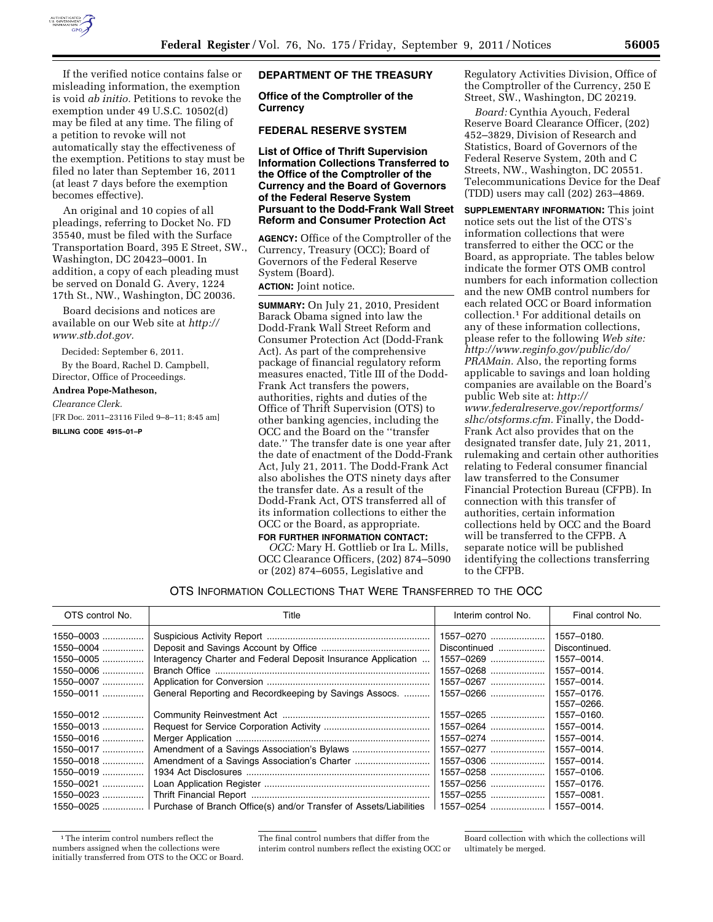If the verified notice contains false or misleading information, the exemption is void *ab initio*. Petitions to revoke the exemption under 49 U.S.C. 10502(d) may be filed at any time. The filing of a petition to revoke will not automatically stay the effectiveness of the exemption. Petitions to stay must be filed no later than September 16, 2011 (at least 7 days before the exemption becomes effective).

An original and 10 copies of all pleadings, referring to Docket No. FD 35540, must be filed with the Surface Transportation Board, 395 E Street, SW., Washington, DC 20423–0001. In addition, a copy of each pleading must be served on Donald G. Avery, 1224 17th St., NW., Washington, DC 20036.

Board decisions and notices are available on our Web site at *http://www.stb.dot.gov*.

Decided: September 6, 2011.

By the Board, Rachel D. Campbell, Director, Office of Proceedings.

**Andrea Pope-Matheson,**

*Clearance Clerk.*

[FR Doc. 2011–23116 Filed 9–8–11; 8:45 am]

**BILLING CODE 4915–01–P**

## DEPARTMENT OF THE TREASURY

### Office of the Comptroller of the Currency

## FEDERAL RESERVE SYSTEM

### List of Office of Thrift Supervision Information Collections Transferred to the Office of the Comptroller of the Currency and the Board of Governors of the Federal Reserve System Pursuant to the Dodd-Frank Wall Street Reform and Consumer Protection Act

**AGENCY:** Office of the Comptroller of the Currency, Treasury (OCC); Board of Governors of the Federal Reserve System (Board).

**ACTION:** Joint notice.

**SUMMARY:** On July 21, 2010, President Barack Obama signed into law the Dodd-Frank Wall Street Reform and Consumer Protection Act (Dodd-Frank Act). As part of the comprehensive package of financial regulatory reform measures enacted, Title III of the Dodd-Frank Act transfers the powers, authorities, rights and duties of the Office of Thrift Supervision (OTS) to other banking agencies, including the OCC and the Board on the "transfer date." The transfer date is one year after the date of enactment of the Dodd-Frank Act, July 21, 2011. The Dodd-Frank Act also abolishes the OTS ninety days after the transfer date. As a result of the Dodd-Frank Act, OTS transferred all of its information collections to either the OCC or the Board, as appropriate.

**FOR FURTHER INFORMATION CONTACT:**

*OCC:* Mary H. Gottlieb or Ira L. Mills, OCC Clearance Officers, (202) 874–5090 or (202) 874–6055, Legislative and Regulatory Activities Division, Office of the Comptroller of the Currency, 250 E Street, SW., Washington, DC 20219.

*Board:* Cynthia Ayouch, Federal Reserve Board Clearance Officer, (202) 452–3829, Division of Research and Statistics, Board of Governors of the Federal Reserve System, 20th and C Streets, NW., Washington, DC 20551. Telecommunications Device for the Deaf (TDD) users may call (202) 263–4869.

**SUPPLEMENTARY INFORMATION:** This joint notice sets out the list of the OTS's information collections that were transferred to either the OCC or the Board, as appropriate. The tables below indicate the former OTS OMB control numbers for each information collection and the new OMB control numbers for each related OCC or Board information collection.[1] For additional details on any of these information collections, please refer to the following *Web site: http://www.reginfo.gov/public/do/PRAMain.* Also, the reporting forms applicable to savings and loan holding companies are available on the Board's public Web site at: *http://www.federalreserve.gov/reportforms/slhc/otsforms.cfm.* Finally, the Dodd-Frank Act also provides that on the designated transfer date, July 21, 2011, rulemaking and certain other authorities relating to Federal consumer financial law transferred to the Consumer Financial Protection Bureau (CFPB). In connection with this transfer of authorities, certain information collections held by OCC and the Board will be transferred to the CFPB. A separate notice will be published identifying the collections transferring to the CFPB.

OTS INFORMATION COLLECTIONS THAT WERE TRANSFERRED TO THE OCC

| OTS control No. | Title | Interim control No. | Final control No. |
|---|---|---|---|
| 1550–0003 | Suspicious Activity Report | 1557–0270 | 1557–0180. |
| 1550–0004 | Deposit and Savings Account by Office | Discontinued | Discontinued. |
| 1550–0005 | Interagency Charter and Federal Deposit Insurance Application | 1557–0269 | 1557–0014. |
| 1550–0006 | Branch Office | 1557–0268 | 1557–0014. |
| 1550–0007 | Application for Conversion | 1557–0267 | 1557–0014. |
| 1550–0011 | General Reporting and Recordkeeping by Savings Assocs. | 1557–0266 | 1557–0176. 1557–0266. |
| 1550–0012 | Community Reinvestment Act | 1557–0265 | 1557–0160. |
| 1550–0013 | Request for Service Corporation Activity | 1557–0264 | 1557–0014. |
| 1550–0016 | Merger Application | 1557–0274 | 1557–0014. |
| 1550–0017 | Amendment of a Savings Association's Bylaws | 1557–0277 | 1557–0014. |
| 1550–0018 | Amendment of a Savings Association's Charter | 1557–0306 | 1557–0014. |
| 1550–0019 | 1934 Act Disclosures | 1557–0258 | 1557–0106. |
| 1550–0021 | Loan Application Register | 1557–0256 | 1557–0176. |
| 1550–0023 | Thrift Financial Report | 1557–0255 | 1557–0081. |
| 1550–0025 | Purchase of Branch Office(s) and/or Transfer of Assets/Liabilities | 1557–0254 | 1557–0014. |

[1] The interim control numbers reflect the numbers assigned when the collections were initially transferred from OTS to the OCC or Board. The final control numbers that differ from the interim control numbers reflect the existing OCC or Board collection with which the collections will ultimately be merged.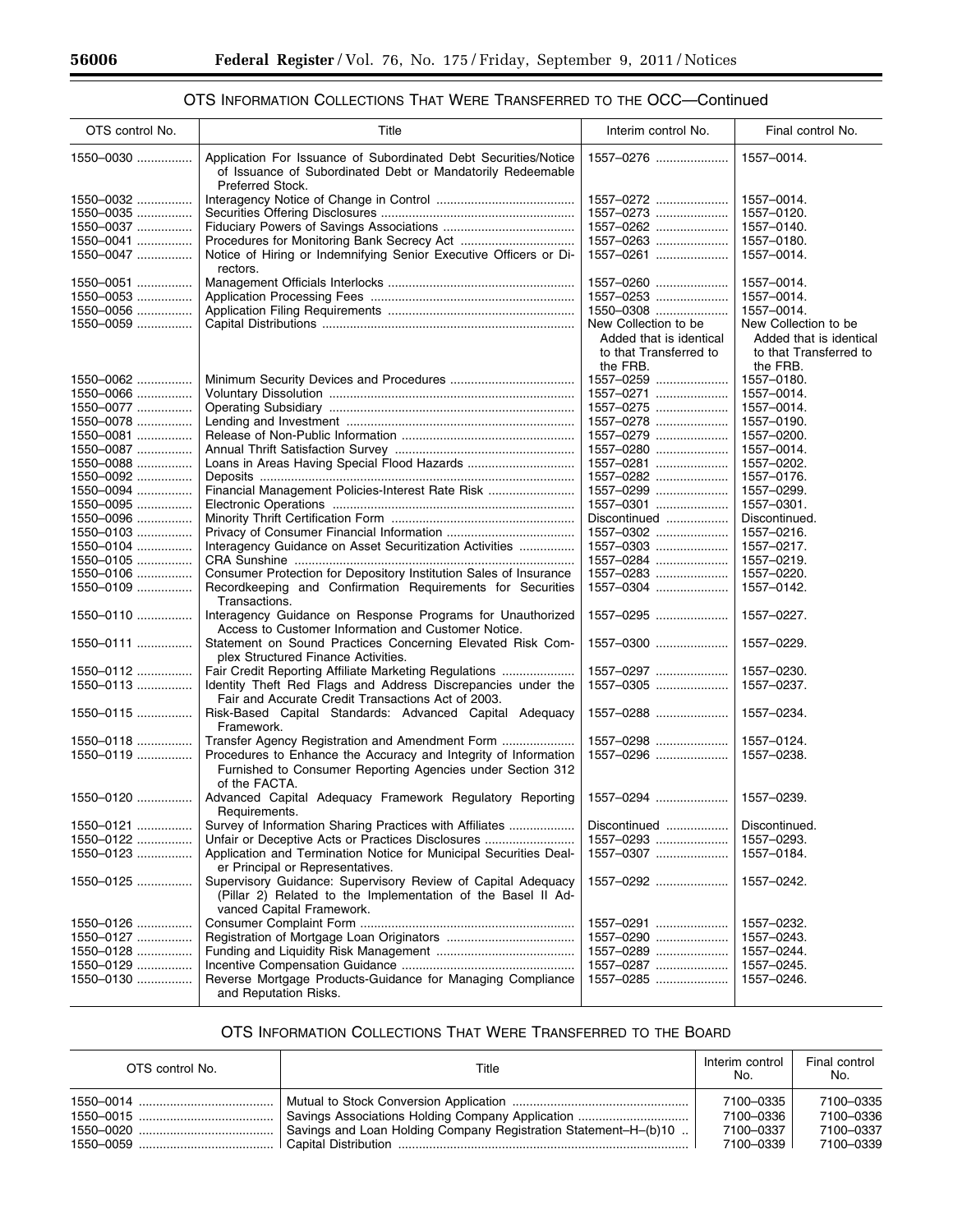## OTS INFORMATION COLLECTIONS THAT WERE TRANSFERRED TO THE OCC—Continued

| OTS control No. | Title | Interim control No. | Final control No. |
|---|---|---|---|
| 1550–0030 | Application For Issuance of Subordinated Debt Securities/Notice of Issuance of Subordinated Debt or Mandatorily Redeemable Preferred Stock. | 1557–0276 | 1557–0014. |
| 1550–0032 | Interagency Notice of Change in Control | 1557–0272 | 1557–0014. |
| 1550–0035 | Securities Offering Disclosures | 1557–0273 | 1557–0120. |
| 1550–0037 | Fiduciary Powers of Savings Associations | 1557–0262 | 1557–0140. |
| 1550–0041 | Procedures for Monitoring Bank Secrecy Act | 1557–0263 | 1557–0180. |
| 1550–0047 | Notice of Hiring or Indemnifying Senior Executive Officers or Directors. | 1557–0261 | 1557–0014. |
| 1550–0051 | Management Officials Interlocks | 1557–0260 | 1557–0014. |
| 1550–0053 | Application Processing Fees | 1557–0253 | 1557–0014. |
| 1550–0056 | Application Filing Requirements | 1550–0308 | 1557–0014. |
| 1550–0059 | Capital Distributions | New Collection to be Added that is identical to that Transferred to the FRB. | New Collection to be Added that is identical to that Transferred to the FRB. |
| 1550–0062 | Minimum Security Devices and Procedures | 1557–0259 | 1557–0180. |
| 1550–0066 | Voluntary Dissolution | 1557–0271 | 1557–0014. |
| 1550–0077 | Operating Subsidiary | 1557–0275 | 1557–0014. |
| 1550–0078 | Lending and Investment | 1557–0278 | 1557–0190. |
| 1550–0081 | Release of Non-Public Information | 1557–0279 | 1557–0200. |
| 1550–0087 | Annual Thrift Satisfaction Survey | 1557–0280 | 1557–0014. |
| 1550–0088 | Loans in Areas Having Special Flood Hazards | 1557–0281 | 1557–0202. |
| 1550–0092 | Deposits | 1557–0282 | 1557–0176. |
| 1550–0094 | Financial Management Policies-Interest Rate Risk | 1557–0299 | 1557–0299. |
| 1550–0095 | Electronic Operations | 1557–0301 | 1557–0301. |
| 1550–0096 | Minority Thrift Certification Form | Discontinued | Discontinued. |
| 1550–0103 | Privacy of Consumer Financial Information | 1557–0302 | 1557–0216. |
| 1550–0104 | Interagency Guidance on Asset Securitization Activities | 1557–0303 | 1557–0217. |
| 1550–0105 | CRA Sunshine | 1557–0284 | 1557–0219. |
| 1550–0106 | Consumer Protection for Depository Institution Sales of Insurance | 1557–0283 | 1557–0220. |
| 1550–0109 | Recordkeeping and Confirmation Requirements for Securities Transactions. | 1557–0304 | 1557–0142. |
| 1550–0110 | Interagency Guidance on Response Programs for Unauthorized Access to Customer Information and Customer Notice. | 1557–0295 | 1557–0227. |
| 1550–0111 | Statement on Sound Practices Concerning Elevated Risk Complex Structured Finance Activities. | 1557–0300 | 1557–0229. |
| 1550–0112 | Fair Credit Reporting Affiliate Marketing Regulations | 1557–0297 | 1557–0230. |
| 1550–0113 | Identity Theft Red Flags and Address Discrepancies under the Fair and Accurate Credit Transactions Act of 2003. | 1557–0305 | 1557–0237. |
| 1550–0115 | Risk-Based Capital Standards: Advanced Capital Adequacy Framework. | 1557–0288 | 1557–0234. |
| 1550–0118 | Transfer Agency Registration and Amendment Form | 1557–0298 | 1557–0124. |
| 1550–0119 | Procedures to Enhance the Accuracy and Integrity of Information Furnished to Consumer Reporting Agencies under Section 312 of the FACTA. | 1557–0296 | 1557–0238. |
| 1550–0120 | Advanced Capital Adequacy Framework Regulatory Reporting Requirements. | 1557–0294 | 1557–0239. |
| 1550–0121 | Survey of Information Sharing Practices with Affiliates | Discontinued | Discontinued. |
| 1550–0122 | Unfair or Deceptive Acts or Practices Disclosures | 1557–0293 | 1557–0293. |
| 1550–0123 | Application and Termination Notice for Municipal Securities Dealer Principal or Representatives. | 1557–0307 | 1557–0184. |
| 1550–0125 | Supervisory Guidance: Supervisory Review of Capital Adequacy (Pillar 2) Related to the Implementation of the Basel II Advanced Capital Framework. | 1557–0292 | 1557–0242. |
| 1550–0126 | Consumer Complaint Form | 1557–0291 | 1557–0232. |
| 1550–0127 | Registration of Mortgage Loan Originators | 1557–0290 | 1557–0243. |
| 1550–0128 | Funding and Liquidity Risk Management | 1557–0289 | 1557–0244. |
| 1550–0129 | Incentive Compensation Guidance | 1557–0287 | 1557–0245. |
| 1550–0130 | Reverse Mortgage Products-Guidance for Managing Compliance and Reputation Risks. | 1557–0285 | 1557–0246. |

## OTS INFORMATION COLLECTIONS THAT WERE TRANSFERRED TO THE BOARD

| OTS control No. | Title | Interim control No. | Final control No. |
|---|---|---|---|
| 1550–0014 | Mutual to Stock Conversion Application | 7100–0335 | 7100–0335 |
| 1550–0015 | Savings Associations Holding Company Application | 7100–0336 | 7100–0336 |
| 1550–0020 | Savings and Loan Holding Company Registration Statement–H–(b)10 | 7100–0337 | 7100–0337 |
| 1550–0059 | Capital Distribution | 7100–0339 | 7100–0339 |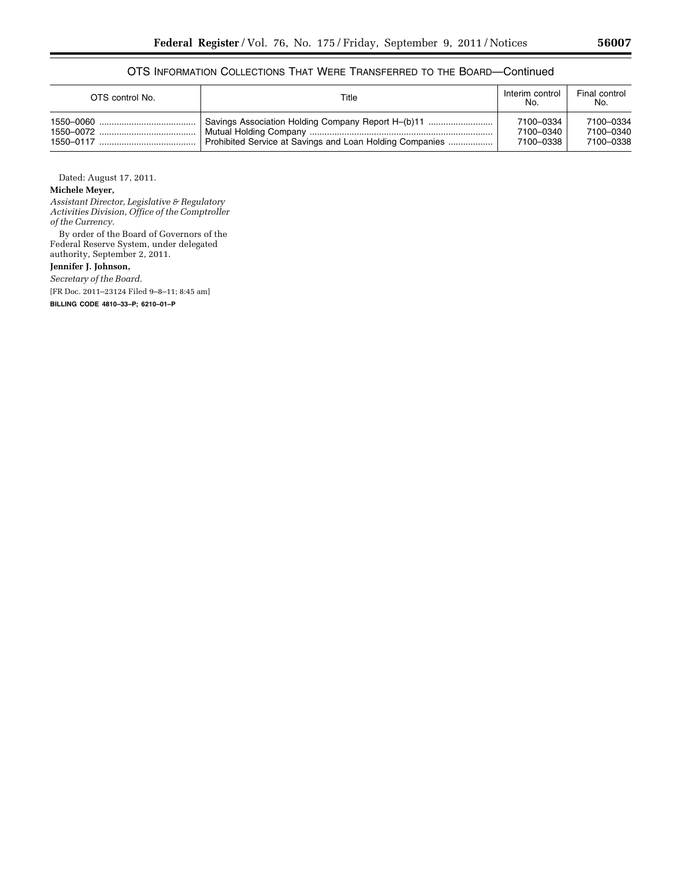OTS Information Collections That Were Transferred to the Board—Continued

| OTS control No. | Title | Interim control No. | Final control No. |
|---|---|---|---|
| 1550–0060 | Savings Association Holding Company Report H–(b)11 | 7100–0334 | 7100–0334 |
| 1550–0072 | Mutual Holding Company | 7100–0340 | 7100–0340 |
| 1550–0117 | Prohibited Service at Savings and Loan Holding Companies | 7100–0338 | 7100–0338 |

Dated: August 17, 2011.

**Michele Meyer,**

*Assistant Director, Legislative & Regulatory Activities Division, Office of the Comptroller of the Currency.*

By order of the Board of Governors of the Federal Reserve System, under delegated authority, September 2, 2011.

**Jennifer J. Johnson,**

*Secretary of the Board.*

[FR Doc. 2011–23124 Filed 9–8–11; 8:45 am]

**BILLING CODE 4810–33–P; 6210–01–P**